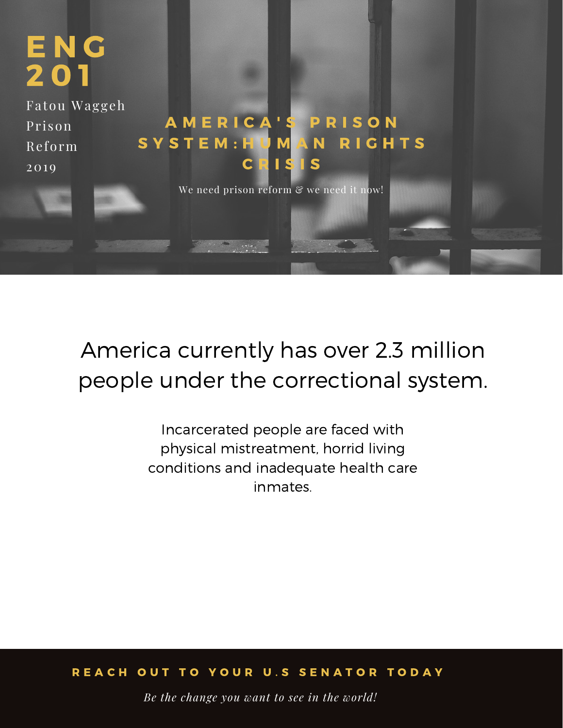# ENG 201

Fatou Waggeh

Prison Reform

2019

## AMERICA'S PRISON SYSTEM: HUMAN RIGHTS CRISIS

We need prison reform & we need it now!

## America currently has over 2.3 million people under the correctional system.

Incarcerated people are faced with physical mistreatment, horrid living conditions and inadequate health care inmates.

**REACH OUT TO YOUR U.S SENATOR TODAY**

*Be the change you want to see in the world!*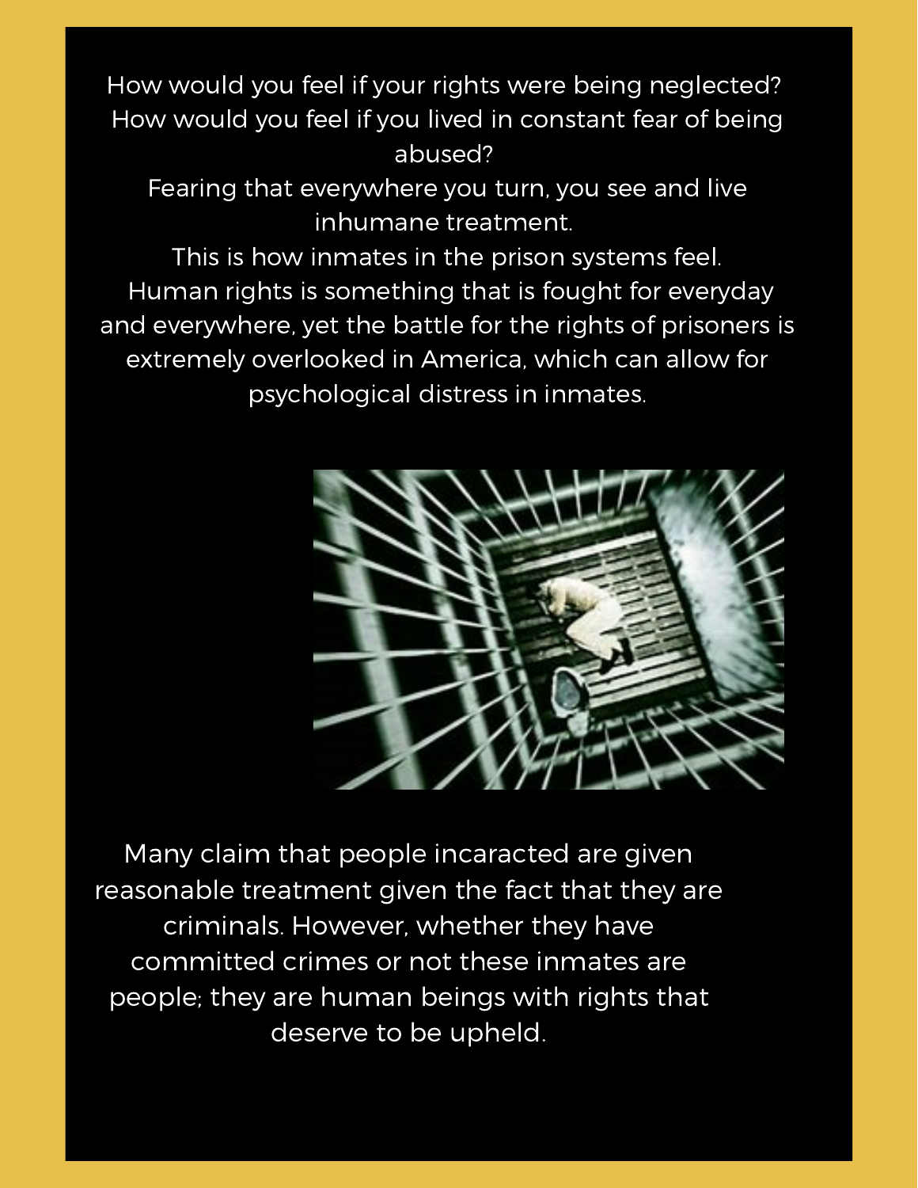How would you feel if your rights were being neglected? How would you feel if you lived in constant fear of being abused? Fearing that everywhere you turn, you see and live inhumane treatment. This is how inmates in the prison systems feel. Human rights is something that is fought for everyday and everywhere, yet the battle for the rights of prisoners is extremely overlooked in America, which can allow for psychological distress in inmates.

Many claim that people incaracted are given reasonable treatment given the fact that they are criminals. However, whether they have committed crimes or not these inmates are people; they are human beings with rights that deserve to be upheld.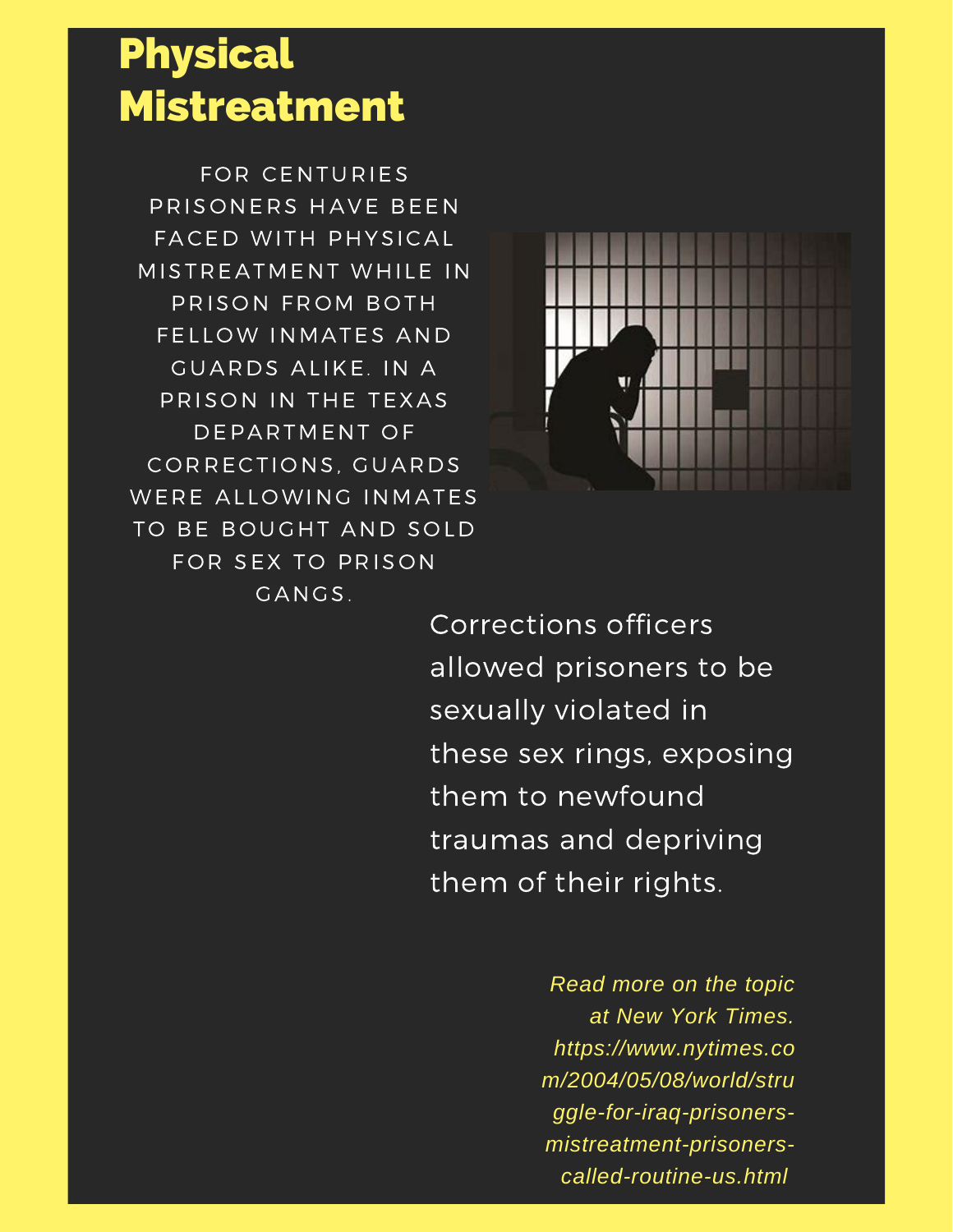# Physical Mistreatment

FOR CENTURIES PRISONERS HAVE BEEN FACED WITH PHYSICAL MISTREATMENT WHILE IN PRISON FROM BOTH FELLOW INMATES AND GUARDS ALIKE. IN A PRISON IN THE TEXAS DEPARTMENT OF CORRECTIONS, GUARDS WERE ALLOWING INMATES TO BE BOUGHT AND SOLD FOR SEX TO PRISON GANGS.

Corrections officers allowed prisoners to be sexually violated in these sex rings, exposing them to newfound traumas and depriving them of their rights.

*Read more on the topic at New York Times. https://www.nytimes.com/2004/05/08/world/struggle-for-iraq-prisoners-mistreatment-prisoners-called-routine-us.html*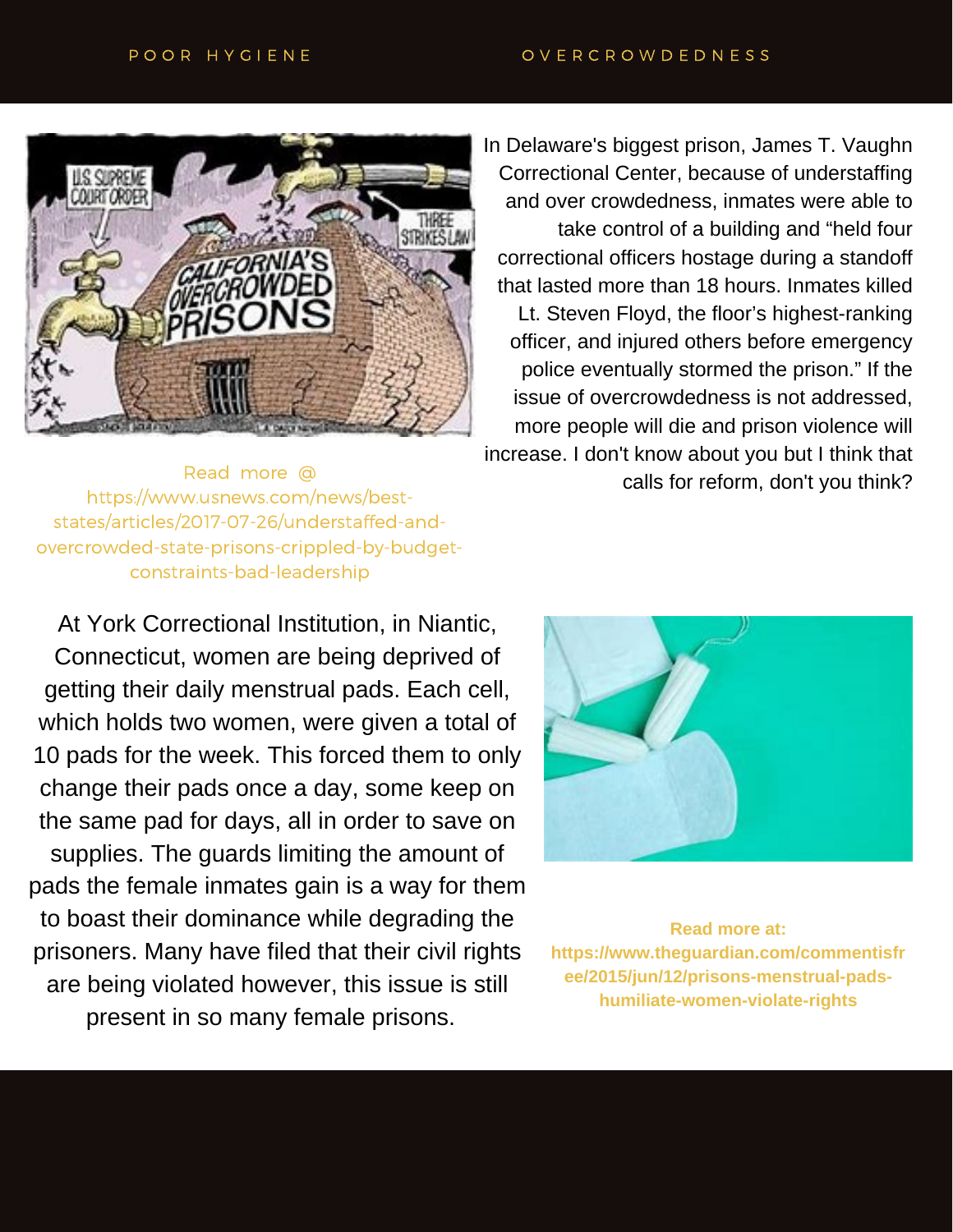POOR HYGIENE

OVERCROWDEDNESS

In Delaware's biggest prison, James T. Vaughn Correctional Center, because of understaffing and over crowdedness, inmates were able to take control of a building and "held four correctional officers hostage during a standoff that lasted more than 18 hours. Inmates killed Lt. Steven Floyd, the floor's highest-ranking officer, and injured others before emergency police eventually stormed the prison." If the issue of overcrowdedness is not addressed, more people will die and prison violence will increase. I don't know about you but I think that calls for reform, don't you think?

Read more @ https://www.usnews.com/news/best-states/articles/2017-07-26/understaffed-and-overcrowded-state-prisons-crippled-by-budget-constraints-bad-leadership

At York Correctional Institution, in Niantic, Connecticut, women are being deprived of getting their daily menstrual pads. Each cell, which holds two women, were given a total of 10 pads for the week. This forced them to only change their pads once a day, some keep on the same pad for days, all in order to save on supplies. The guards limiting the amount of pads the female inmates gain is a way for them to boast their dominance while degrading the prisoners. Many have filed that their civil rights are being violated however, this issue is still present in so many female prisons.

**Read more at: https://www.theguardian.com/commentisfree/2015/jun/12/prisons-menstrual-pads-humiliate-women-violate-rights**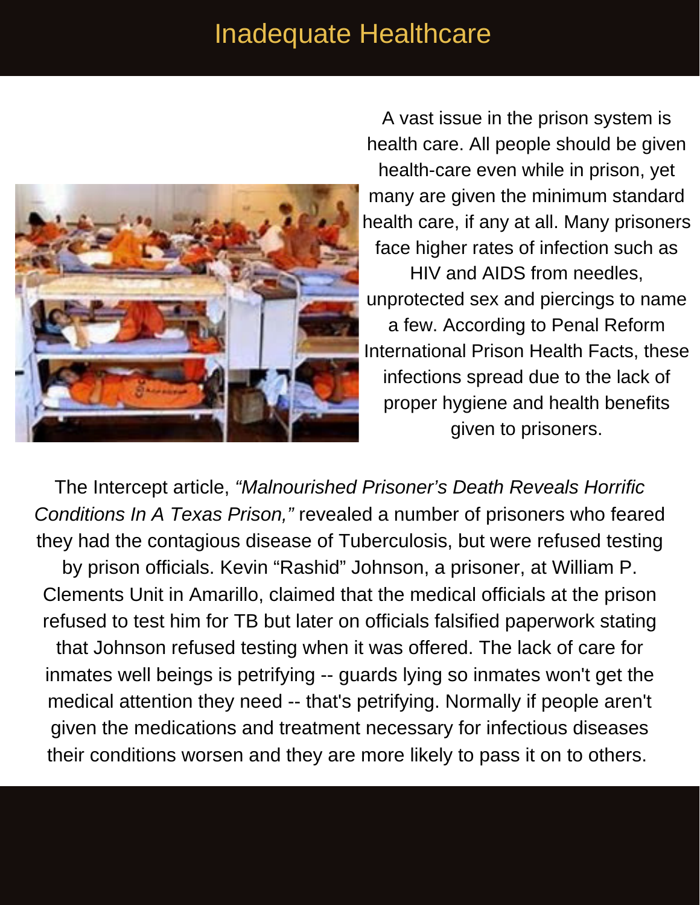# Inadequate Healthcare

A vast issue in the prison system is health care. All people should be given health-care even while in prison, yet many are given the minimum standard health care, if any at all. Many prisoners face higher rates of infection such as HIV and AIDS from needles, unprotected sex and piercings to name a few. According to Penal Reform International Prison Health Facts, these infections spread due to the lack of proper hygiene and health benefits given to prisoners.

The Intercept article, *"Malnourished Prisoner's Death Reveals Horrific Conditions In A Texas Prison,"* revealed a number of prisoners who feared they had the contagious disease of Tuberculosis, but were refused testing by prison officials. Kevin "Rashid" Johnson, a prisoner, at William P. Clements Unit in Amarillo, claimed that the medical officials at the prison refused to test him for TB but later on officials falsified paperwork stating that Johnson refused testing when it was offered. The lack of care for inmates well beings is petrifying -- guards lying so inmates won't get the medical attention they need -- that's petrifying. Normally if people aren't given the medications and treatment necessary for infectious diseases their conditions worsen and they are more likely to pass it on to others.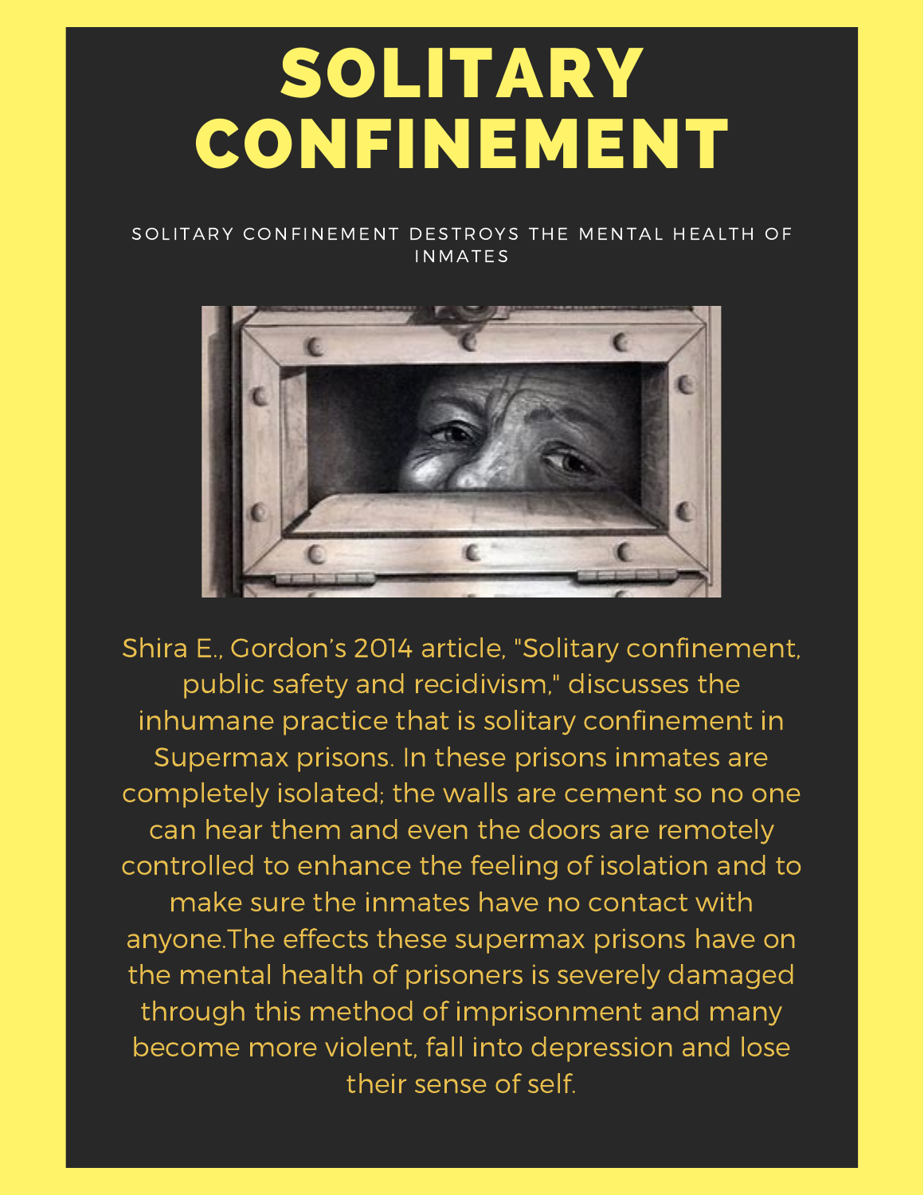# SOLITARY CONFINEMENT

SOLITARY CONFINEMENT DESTROYS THE MENTAL HEALTH OF INMATES

Shira E., Gordon's 2014 article, "Solitary confinement, public safety and recidivism," discusses the inhumane practice that is solitary confinement in Supermax prisons. In these prisons inmates are completely isolated; the walls are cement so no one can hear them and even the doors are remotely controlled to enhance the feeling of isolation and to make sure the inmates have no contact with anyone.The effects these supermax prisons have on the mental health of prisoners is severely damaged through this method of imprisonment and many become more violent, fall into depression and lose their sense of self.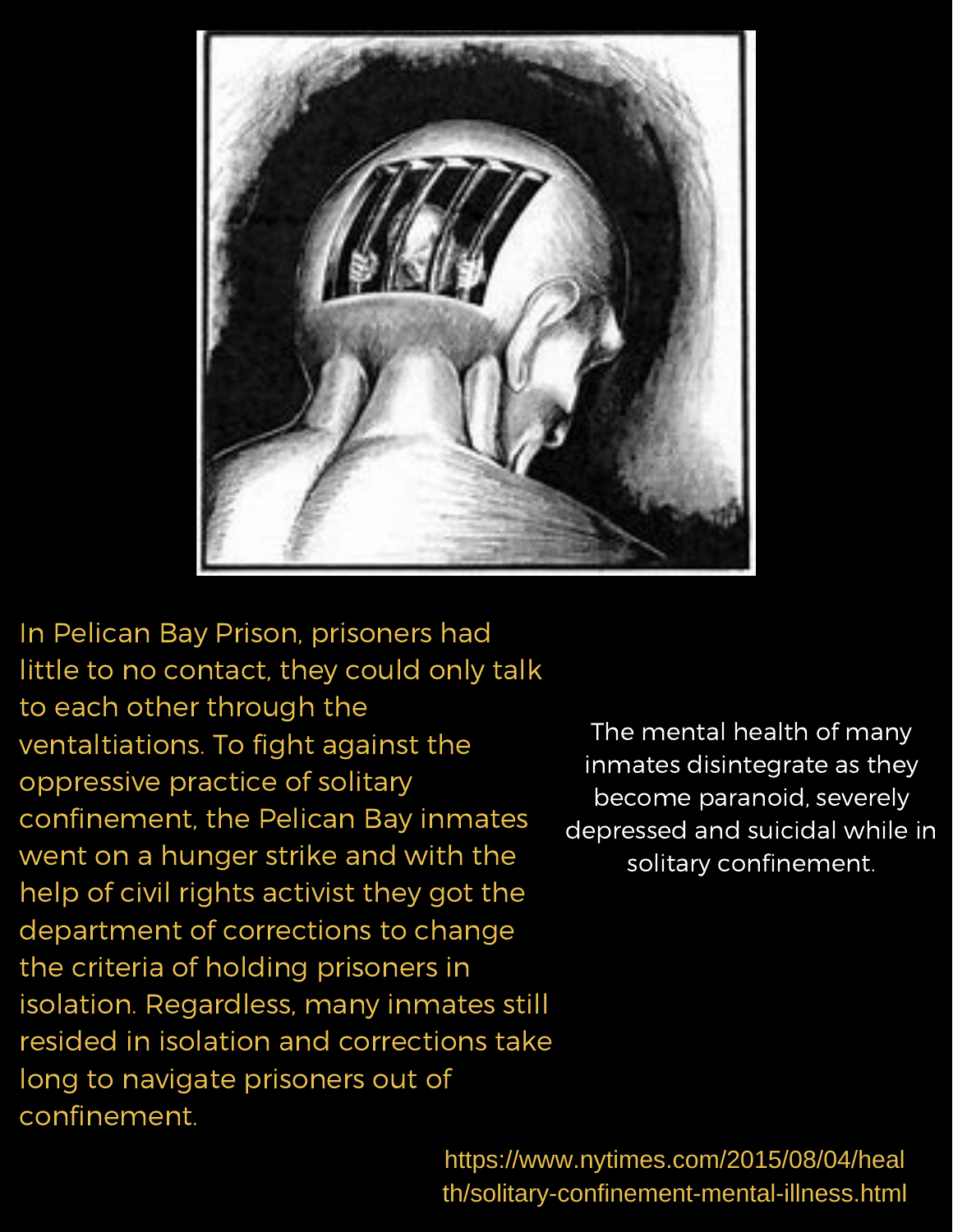In Pelican Bay Prison, prisoners had little to no contact, they could only talk to each other through the ventaltiations. To fight against the oppressive practice of solitary confinement, the Pelican Bay inmates went on a hunger strike and with the help of civil rights activist they got the department of corrections to change the criteria of holding prisoners in isolation. Regardless, many inmates still resided in isolation and corrections take long to navigate prisoners out of confinement.

The mental health of many inmates disintegrate as they become paranoid, severely depressed and suicidal while in solitary confinement.

https://www.nytimes.com/2015/08/04/health/solitary-confinement-mental-illness.html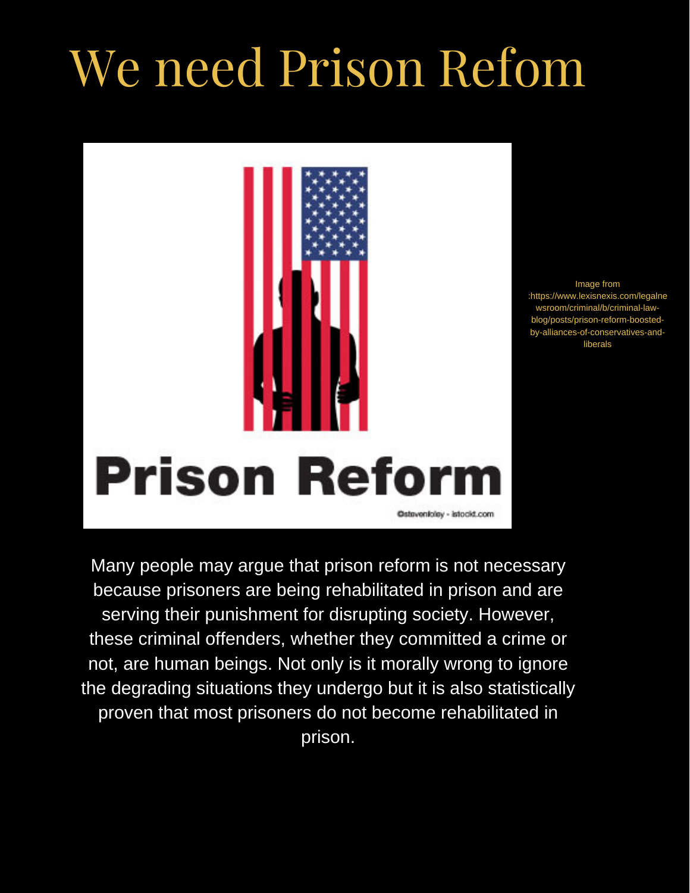# We need Prison Refom

Image from :https://www.lexisnexis.com/legalnewsroom/criminal/b/criminal-law-blog/posts/prison-reform-boosted-by-alliances-of-conservatives-and-liberals

Many people may argue that prison reform is not necessary because prisoners are being rehabilitated in prison and are serving their punishment for disrupting society. However, these criminal offenders, whether they committed a crime or not, are human beings. Not only is it morally wrong to ignore the degrading situations they undergo but it is also statistically proven that most prisoners do not become rehabilitated in prison.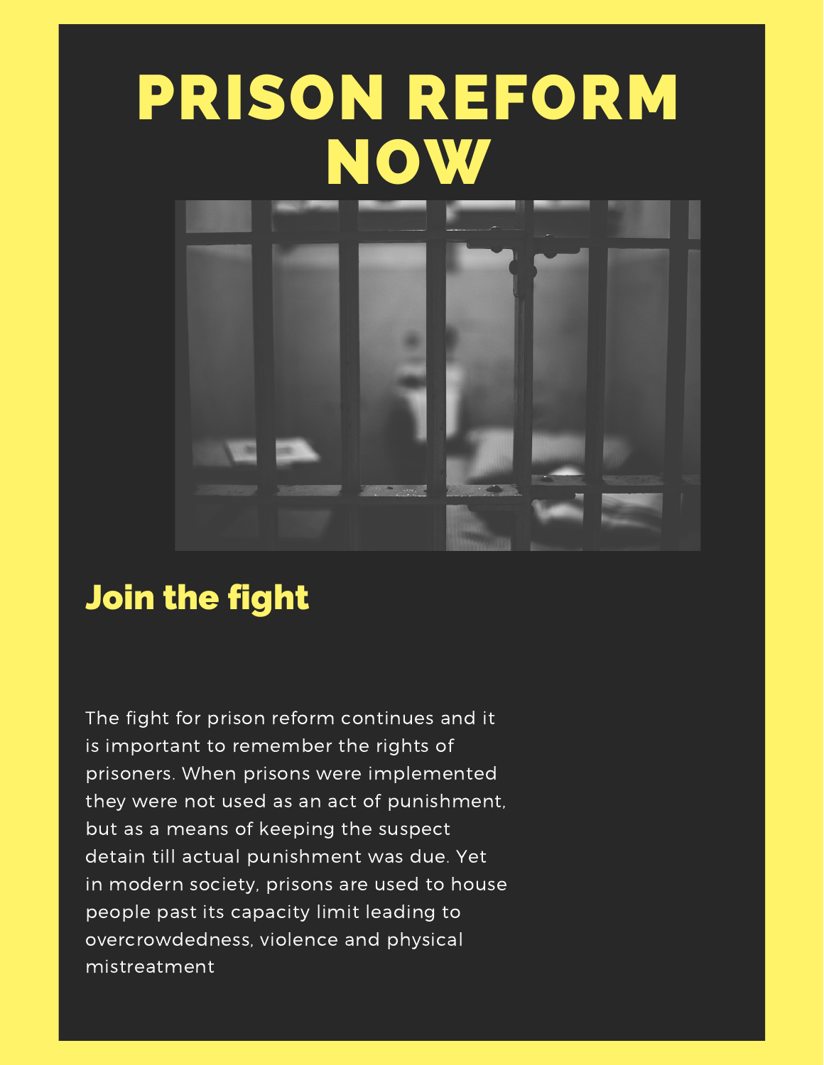# PRISON REFORM NOW

## Join the fight

The fight for prison reform continues and it is important to remember the rights of prisoners. When prisons were implemented they were not used as an act of punishment, but as a means of keeping the suspect detain till actual punishment was due. Yet in modern society, prisons are used to house people past its capacity limit leading to overcrowdedness, violence and physical mistreatment